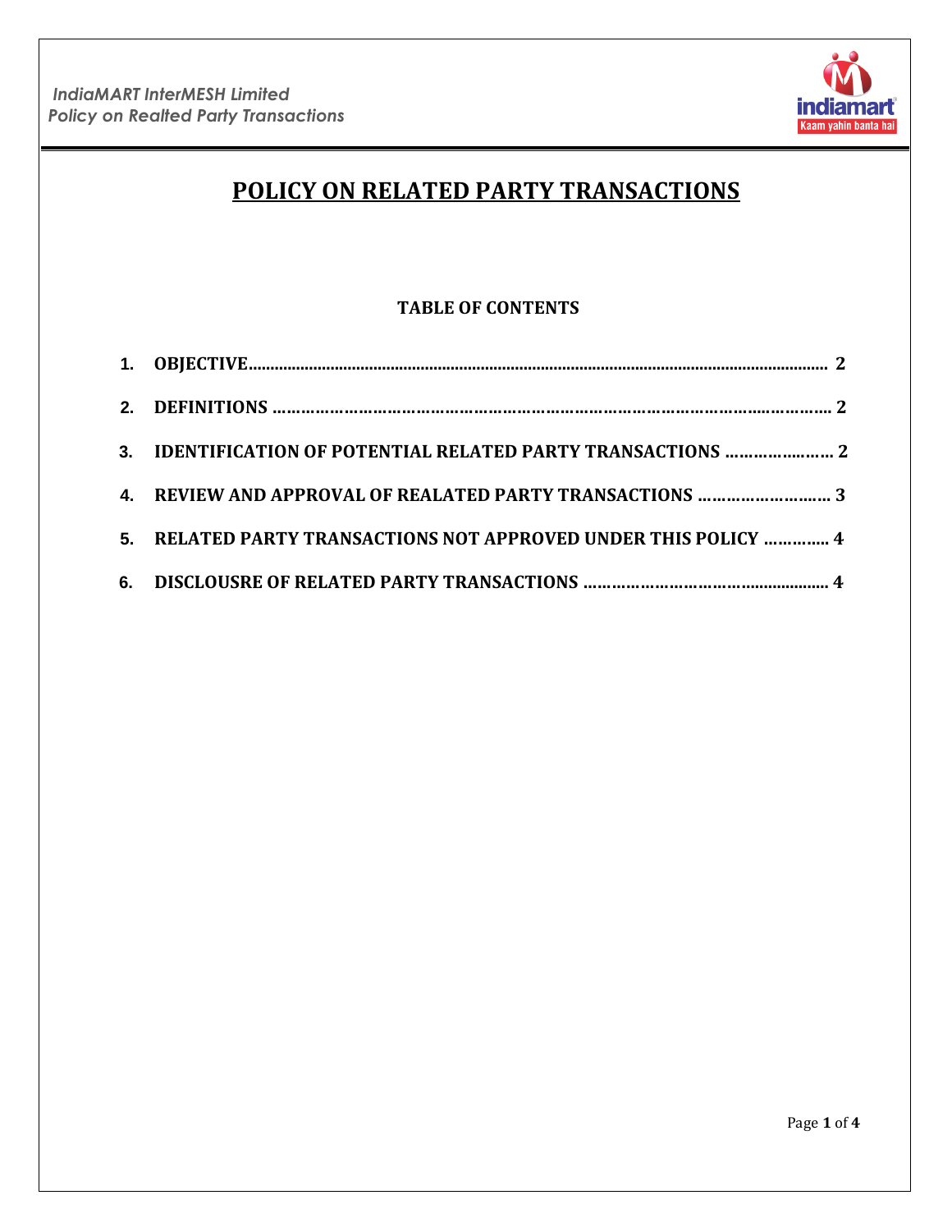# POLICY ON RELATED PARTY TRANSACTIONS

**TABLE OF CONTENTS**

| | | |
|---|---|---|
| 1. | OBJECTIVE | 2 |
| 2. | DEFINITIONS | 2 |
| 3. | IDENTIFICATION OF POTENTIAL RELATED PARTY TRANSACTIONS | 2 |
| 4. | REVIEW AND APPROVAL OF REALATED PARTY TRANSACTIONS | 3 |
| 5. | RELATED PARTY TRANSACTIONS NOT APPROVED UNDER THIS POLICY | 4 |
| 6. | DISCLOUSRE OF RELATED PARTY TRANSACTIONS | 4 |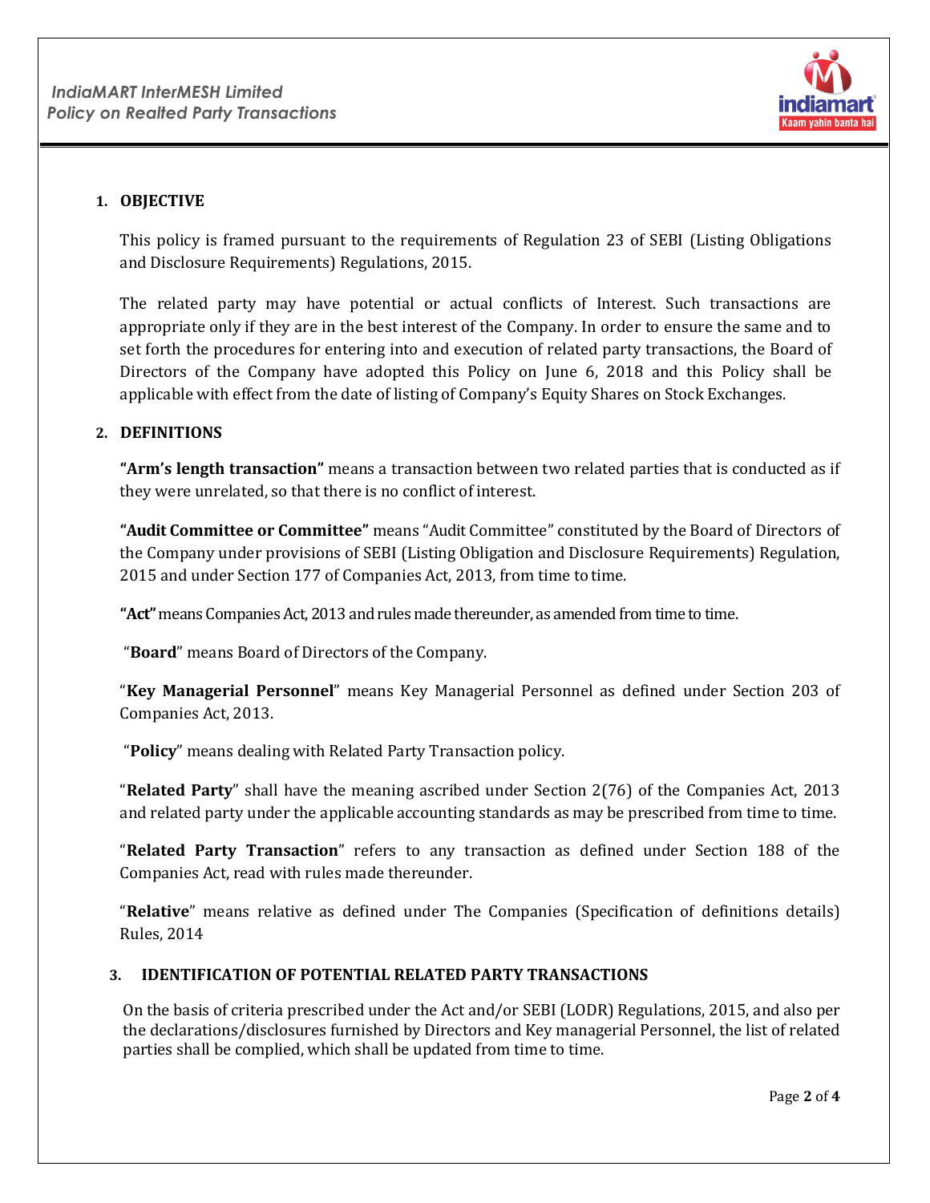## 1. OBJECTIVE

This policy is framed pursuant to the requirements of Regulation 23 of SEBI (Listing Obligations and Disclosure Requirements) Regulations, 2015.

The related party may have potential or actual conflicts of Interest. Such transactions are appropriate only if they are in the best interest of the Company. In order to ensure the same and to set forth the procedures for entering into and execution of related party transactions, the Board of Directors of the Company have adopted this Policy on June 6, 2018 and this Policy shall be applicable with effect from the date of listing of Company's Equity Shares on Stock Exchanges.

## 2. DEFINITIONS

**"Arm's length transaction"** means a transaction between two related parties that is conducted as if they were unrelated, so that there is no conflict of interest.

**"Audit Committee or Committee"** means "Audit Committee" constituted by the Board of Directors of the Company under provisions of SEBI (Listing Obligation and Disclosure Requirements) Regulation, 2015 and under Section 177 of Companies Act, 2013, from time to time.

**"Act"** means Companies Act, 2013 and rules made thereunder, as amended from time to time.

"**Board**" means Board of Directors of the Company.

"**Key Managerial Personnel**" means Key Managerial Personnel as defined under Section 203 of Companies Act, 2013.

"**Policy**" means dealing with Related Party Transaction policy.

"**Related Party**" shall have the meaning ascribed under Section 2(76) of the Companies Act, 2013 and related party under the applicable accounting standards as may be prescribed from time to time.

"**Related Party Transaction**" refers to any transaction as defined under Section 188 of the Companies Act, read with rules made thereunder.

"**Relative**" means relative as defined under The Companies (Specification of definitions details) Rules, 2014

## 3. IDENTIFICATION OF POTENTIAL RELATED PARTY TRANSACTIONS

On the basis of criteria prescribed under the Act and/or SEBI (LODR) Regulations, 2015, and also per the declarations/disclosures furnished by Directors and Key managerial Personnel, the list of related parties shall be complied, which shall be updated from time to time.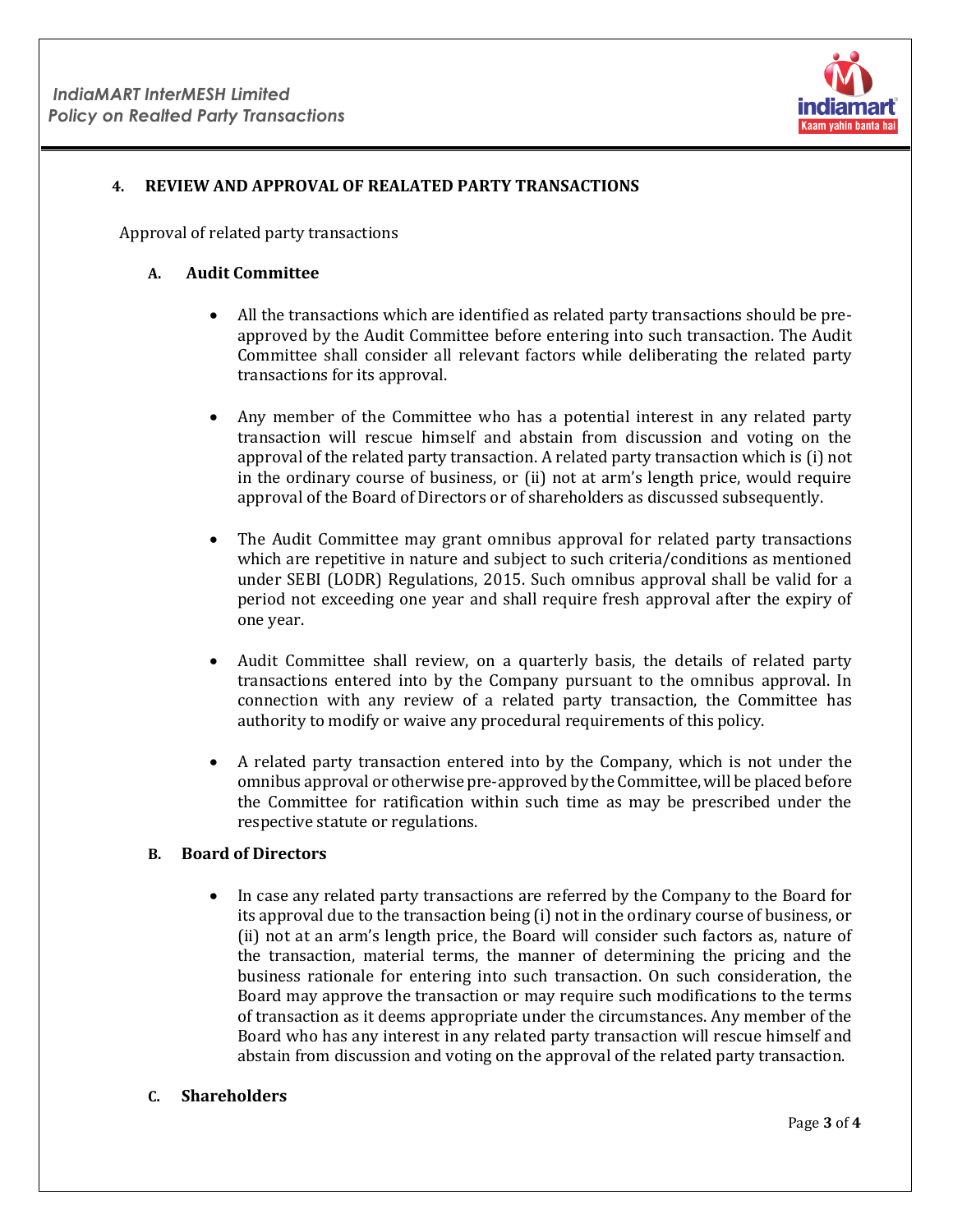## 4. REVIEW AND APPROVAL OF REALATED PARTY TRANSACTIONS

Approval of related party transactions

### A. Audit Committee

- All the transactions which are identified as related party transactions should be pre-approved by the Audit Committee before entering into such transaction. The Audit Committee shall consider all relevant factors while deliberating the related party transactions for its approval.

- Any member of the Committee who has a potential interest in any related party transaction will rescue himself and abstain from discussion and voting on the approval of the related party transaction. A related party transaction which is (i) not in the ordinary course of business, or (ii) not at arm's length price, would require approval of the Board of Directors or of shareholders as discussed subsequently.

- The Audit Committee may grant omnibus approval for related party transactions which are repetitive in nature and subject to such criteria/conditions as mentioned under SEBI (LODR) Regulations, 2015. Such omnibus approval shall be valid for a period not exceeding one year and shall require fresh approval after the expiry of one year.

- Audit Committee shall review, on a quarterly basis, the details of related party transactions entered into by the Company pursuant to the omnibus approval. In connection with any review of a related party transaction, the Committee has authority to modify or waive any procedural requirements of this policy.

- A related party transaction entered into by the Company, which is not under the omnibus approval or otherwise pre-approved by the Committee, will be placed before the Committee for ratification within such time as may be prescribed under the respective statute or regulations.

### B. Board of Directors

- In case any related party transactions are referred by the Company to the Board for its approval due to the transaction being (i) not in the ordinary course of business, or (ii) not at an arm's length price, the Board will consider such factors as, nature of the transaction, material terms, the manner of determining the pricing and the business rationale for entering into such transaction. On such consideration, the Board may approve the transaction or may require such modifications to the terms of transaction as it deems appropriate under the circumstances. Any member of the Board who has any interest in any related party transaction will rescue himself and abstain from discussion and voting on the approval of the related party transaction.

### C. Shareholders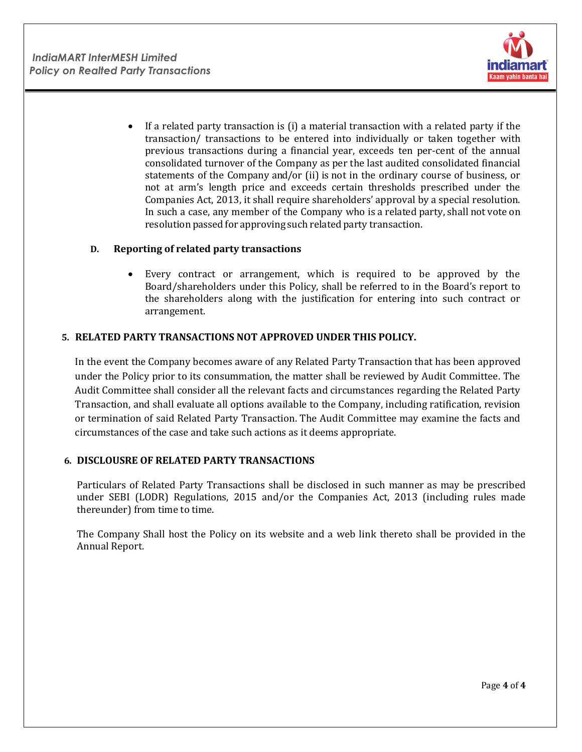- If a related party transaction is (i) a material transaction with a related party if the transaction/ transactions to be entered into individually or taken together with previous transactions during a financial year, exceeds ten per-cent of the annual consolidated turnover of the Company as per the last audited consolidated financial statements of the Company and/or (ii) is not in the ordinary course of business, or not at arm's length price and exceeds certain thresholds prescribed under the Companies Act, 2013, it shall require shareholders' approval by a special resolution. In such a case, any member of the Company who is a related party, shall not vote on resolution passed for approving such related party transaction.

### D. Reporting of related party transactions

- Every contract or arrangement, which is required to be approved by the Board/shareholders under this Policy, shall be referred to in the Board's report to the shareholders along with the justification for entering into such contract or arrangement.

## 5. RELATED PARTY TRANSACTIONS NOT APPROVED UNDER THIS POLICY.

In the event the Company becomes aware of any Related Party Transaction that has been approved under the Policy prior to its consummation, the matter shall be reviewed by Audit Committee. The Audit Committee shall consider all the relevant facts and circumstances regarding the Related Party Transaction, and shall evaluate all options available to the Company, including ratification, revision or termination of said Related Party Transaction. The Audit Committee may examine the facts and circumstances of the case and take such actions as it deems appropriate.

## 6. DISCLOUSRE OF RELATED PARTY TRANSACTIONS

Particulars of Related Party Transactions shall be disclosed in such manner as may be prescribed under SEBI (LODR) Regulations, 2015 and/or the Companies Act, 2013 (including rules made thereunder) from time to time.

The Company Shall host the Policy on its website and a web link thereto shall be provided in the Annual Report.